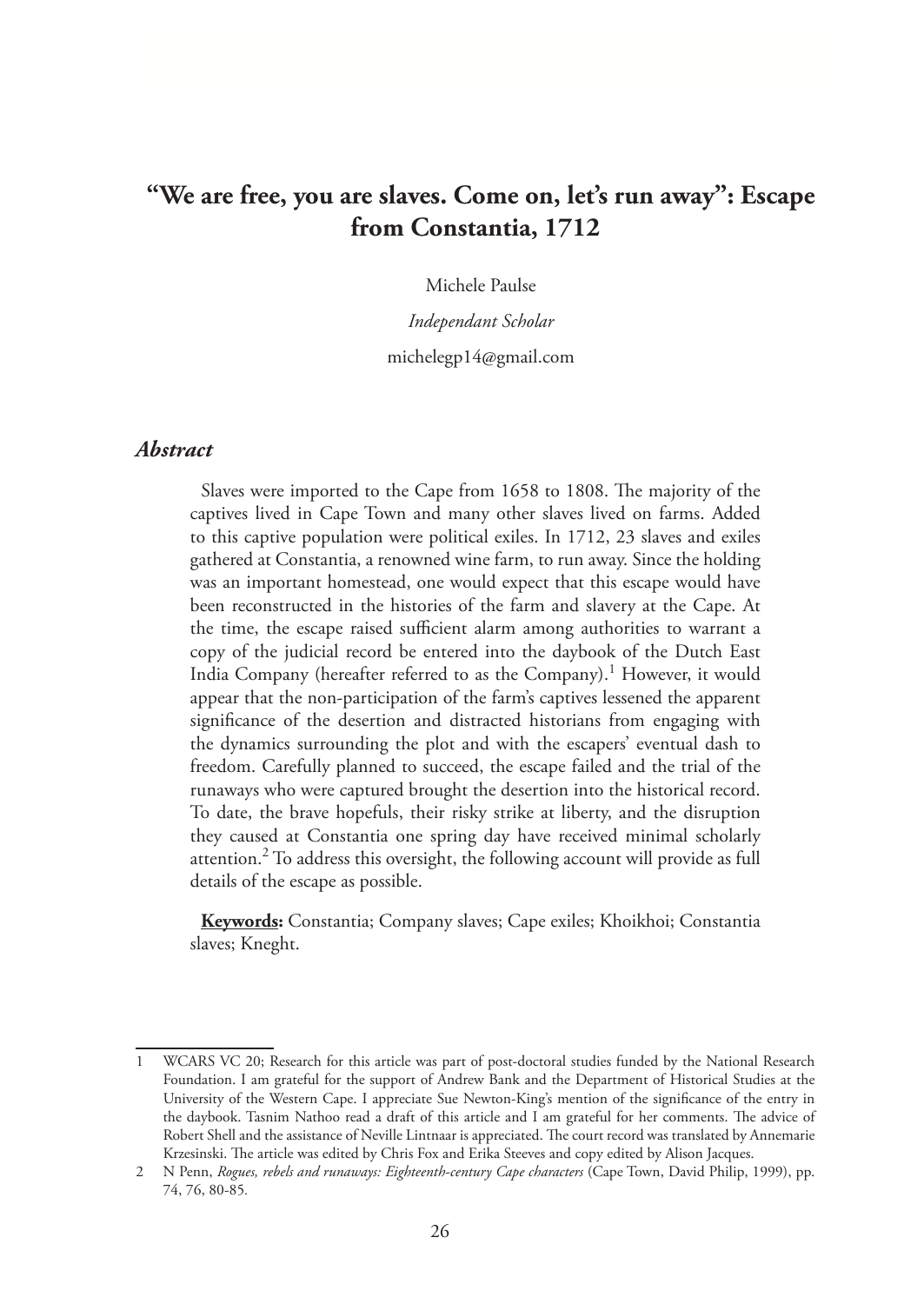# "We are free, you are slaves. Come on, let's run away": Escape from Constantia, 1712

Michele Paulse

*Independant Scholar*

michelegp14@gmail.com

## *Abstract*

Slaves were imported to the Cape from 1658 to 1808. The majority of the captives lived in Cape Town and many other slaves lived on farms. Added to this captive population were political exiles. In 1712, 23 slaves and exiles gathered at Constantia, a renowned wine farm, to run away. Since the holding was an important homestead, one would expect that this escape would have been reconstructed in the histories of the farm and slavery at the Cape. At the time, the escape raised sufficient alarm among authorities to warrant a copy of the judicial record be entered into the daybook of the Dutch East India Company (hereafter referred to as the Company).[1] However, it would appear that the non-participation of the farm's captives lessened the apparent significance of the desertion and distracted historians from engaging with the dynamics surrounding the plot and with the escapers' eventual dash to freedom. Carefully planned to succeed, the escape failed and the trial of the runaways who were captured brought the desertion into the historical record. To date, the brave hopefuls, their risky strike at liberty, and the disruption they caused at Constantia one spring day have received minimal scholarly attention.[2] To address this oversight, the following account will provide as full details of the escape as possible.

**Keywords:** Constantia; Company slaves; Cape exiles; Khoikhoi; Constantia slaves; Kneght.

---

1 WCARS VC 20; Research for this article was part of post-doctoral studies funded by the National Research Foundation. I am grateful for the support of Andrew Bank and the Department of Historical Studies at the University of the Western Cape. I appreciate Sue Newton-King's mention of the significance of the entry in the daybook. Tasnim Nathoo read a draft of this article and I am grateful for her comments. The advice of Robert Shell and the assistance of Neville Lintnaar is appreciated. The court record was translated by Annemarie Krzesinski. The article was edited by Chris Fox and Erika Steeves and copy edited by Alison Jacques.

2 N Penn, *Rogues, rebels and runaways: Eighteenth-century Cape characters* (Cape Town, David Philip, 1999), pp. 74, 76, 80-85.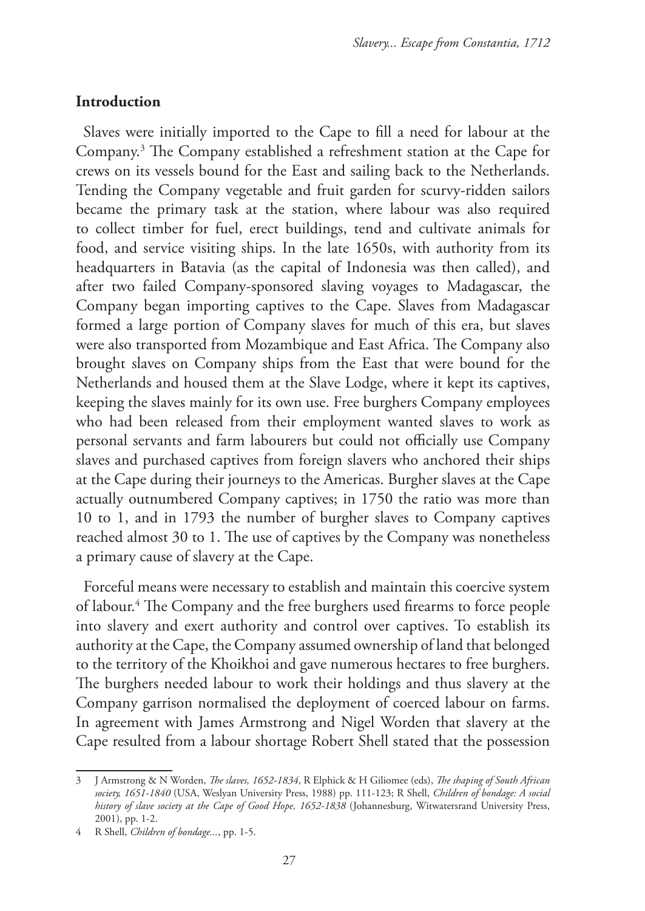## Introduction

Slaves were initially imported to the Cape to fill a need for labour at the Company.[3] The Company established a refreshment station at the Cape for crews on its vessels bound for the East and sailing back to the Netherlands. Tending the Company vegetable and fruit garden for scurvy-ridden sailors became the primary task at the station, where labour was also required to collect timber for fuel, erect buildings, tend and cultivate animals for food, and service visiting ships. In the late 1650s, with authority from its headquarters in Batavia (as the capital of Indonesia was then called), and after two failed Company-sponsored slaving voyages to Madagascar, the Company began importing captives to the Cape. Slaves from Madagascar formed a large portion of Company slaves for much of this era, but slaves were also transported from Mozambique and East Africa. The Company also brought slaves on Company ships from the East that were bound for the Netherlands and housed them at the Slave Lodge, where it kept its captives, keeping the slaves mainly for its own use. Free burghers Company employees who had been released from their employment wanted slaves to work as personal servants and farm labourers but could not officially use Company slaves and purchased captives from foreign slavers who anchored their ships at the Cape during their journeys to the Americas. Burgher slaves at the Cape actually outnumbered Company captives; in 1750 the ratio was more than 10 to 1, and in 1793 the number of burgher slaves to Company captives reached almost 30 to 1. The use of captives by the Company was nonetheless a primary cause of slavery at the Cape.

Forceful means were necessary to establish and maintain this coercive system of labour.[4] The Company and the free burghers used firearms to force people into slavery and exert authority and control over captives. To establish its authority at the Cape, the Company assumed ownership of land that belonged to the territory of the Khoikhoi and gave numerous hectares to free burghers. The burghers needed labour to work their holdings and thus slavery at the Company garrison normalised the deployment of coerced labour on farms. In agreement with James Armstrong and Nigel Worden that slavery at the Cape resulted from a labour shortage Robert Shell stated that the possession

---

3 J Armstrong & N Worden, *The slaves, 1652-1834*, R Elphick & H Giliomee (eds), *The shaping of South African society, 1651-1840* (USA, Weslyan University Press, 1988) pp. 111-123; R Shell, *Children of bondage: A social history of slave society at the Cape of Good Hope, 1652-1838* (Johannesburg, Witwatersrand University Press, 2001), pp. 1-2.

4 R Shell, *Children of bondage...*, pp. 1-5.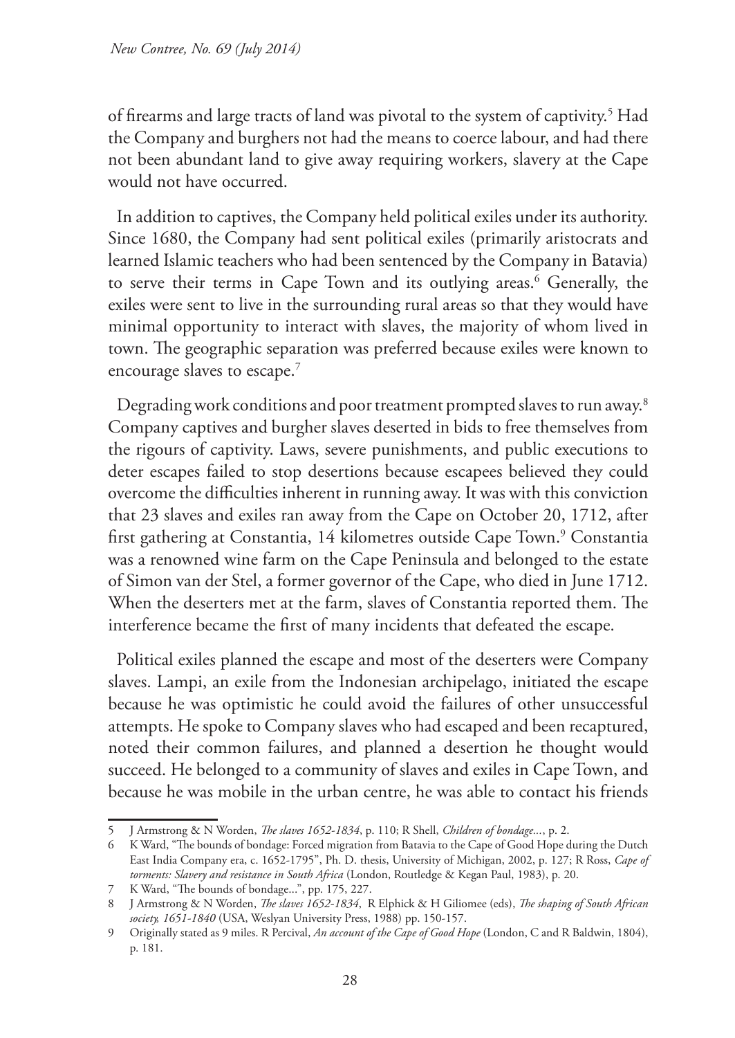of firearms and large tracts of land was pivotal to the system of captivity.[5] Had the Company and burghers not had the means to coerce labour, and had there not been abundant land to give away requiring workers, slavery at the Cape would not have occurred.

In addition to captives, the Company held political exiles under its authority. Since 1680, the Company had sent political exiles (primarily aristocrats and learned Islamic teachers who had been sentenced by the Company in Batavia) to serve their terms in Cape Town and its outlying areas.[6] Generally, the exiles were sent to live in the surrounding rural areas so that they would have minimal opportunity to interact with slaves, the majority of whom lived in town. The geographic separation was preferred because exiles were known to encourage slaves to escape.[7]

Degrading work conditions and poor treatment prompted slaves to run away.[8] Company captives and burgher slaves deserted in bids to free themselves from the rigours of captivity. Laws, severe punishments, and public executions to deter escapes failed to stop desertions because escapees believed they could overcome the difficulties inherent in running away. It was with this conviction that 23 slaves and exiles ran away from the Cape on October 20, 1712, after first gathering at Constantia, 14 kilometres outside Cape Town.[9] Constantia was a renowned wine farm on the Cape Peninsula and belonged to the estate of Simon van der Stel, a former governor of the Cape, who died in June 1712. When the deserters met at the farm, slaves of Constantia reported them. The interference became the first of many incidents that defeated the escape.

Political exiles planned the escape and most of the deserters were Company slaves. Lampi, an exile from the Indonesian archipelago, initiated the escape because he was optimistic he could avoid the failures of other unsuccessful attempts. He spoke to Company slaves who had escaped and been recaptured, noted their common failures, and planned a desertion he thought would succeed. He belonged to a community of slaves and exiles in Cape Town, and because he was mobile in the urban centre, he was able to contact his friends

---

5 J Armstrong & N Worden, *The slaves 1652-1834*, p. 110; R Shell, *Children of bondage...*, p. 2.

6 K Ward, "The bounds of bondage: Forced migration from Batavia to the Cape of Good Hope during the Dutch East India Company era, c. 1652-1795", Ph. D. thesis, University of Michigan, 2002, p. 127; R Ross, *Cape of torments: Slavery and resistance in South Africa* (London, Routledge & Kegan Paul, 1983), p. 20.

7 K Ward, "The bounds of bondage...", pp. 175, 227.

8 J Armstrong & N Worden, *The slaves 1652-1834*, R Elphick & H Giliomee (eds), *The shaping of South African society, 1651-1840* (USA, Weslyan University Press, 1988) pp. 150-157.

9 Originally stated as 9 miles. R Percival, *An account of the Cape of Good Hope* (London, C and R Baldwin, 1804), p. 181.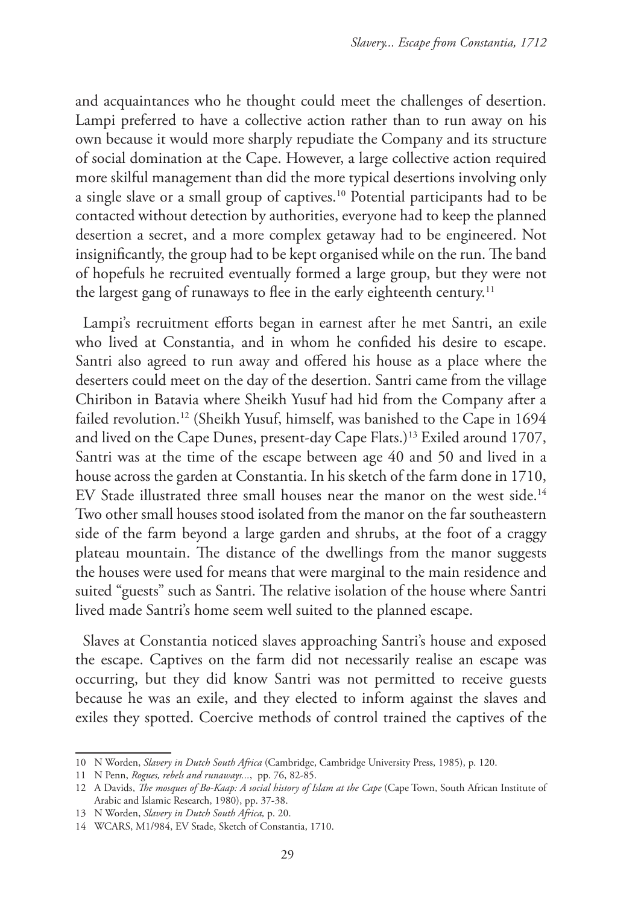and acquaintances who he thought could meet the challenges of desertion. Lampi preferred to have a collective action rather than to run away on his own because it would more sharply repudiate the Company and its structure of social domination at the Cape. However, a large collective action required more skilful management than did the more typical desertions involving only a single slave or a small group of captives.[10] Potential participants had to be contacted without detection by authorities, everyone had to keep the planned desertion a secret, and a more complex getaway had to be engineered. Not insignificantly, the group had to be kept organised while on the run. The band of hopefuls he recruited eventually formed a large group, but they were not the largest gang of runaways to flee in the early eighteenth century.[11]

Lampi's recruitment efforts began in earnest after he met Santri, an exile who lived at Constantia, and in whom he confided his desire to escape. Santri also agreed to run away and offered his house as a place where the deserters could meet on the day of the desertion. Santri came from the village Chiribon in Batavia where Sheikh Yusuf had hid from the Company after a failed revolution.[12] (Sheikh Yusuf, himself, was banished to the Cape in 1694 and lived on the Cape Dunes, present-day Cape Flats.)[13] Exiled around 1707, Santri was at the time of the escape between age 40 and 50 and lived in a house across the garden at Constantia. In his sketch of the farm done in 1710, EV Stade illustrated three small houses near the manor on the west side.[14] Two other small houses stood isolated from the manor on the far southeastern side of the farm beyond a large garden and shrubs, at the foot of a craggy plateau mountain. The distance of the dwellings from the manor suggests the houses were used for means that were marginal to the main residence and suited "guests" such as Santri. The relative isolation of the house where Santri lived made Santri's home seem well suited to the planned escape.

Slaves at Constantia noticed slaves approaching Santri's house and exposed the escape. Captives on the farm did not necessarily realise an escape was occurring, but they did know Santri was not permitted to receive guests because he was an exile, and they elected to inform against the slaves and exiles they spotted. Coercive methods of control trained the captives of the

---

10 N Worden, *Slavery in Dutch South Africa* (Cambridge, Cambridge University Press, 1985), p. 120.

11 N Penn, *Rogues, rebels and runaways...*, pp. 76, 82-85.

12 A Davids, *The mosques of Bo-Kaap: A social history of Islam at the Cape* (Cape Town, South African Institute of Arabic and Islamic Research, 1980), pp. 37-38.

13 N Worden, *Slavery in Dutch South Africa,* p. 20.

14 WCARS, M1/984, EV Stade, Sketch of Constantia, 1710.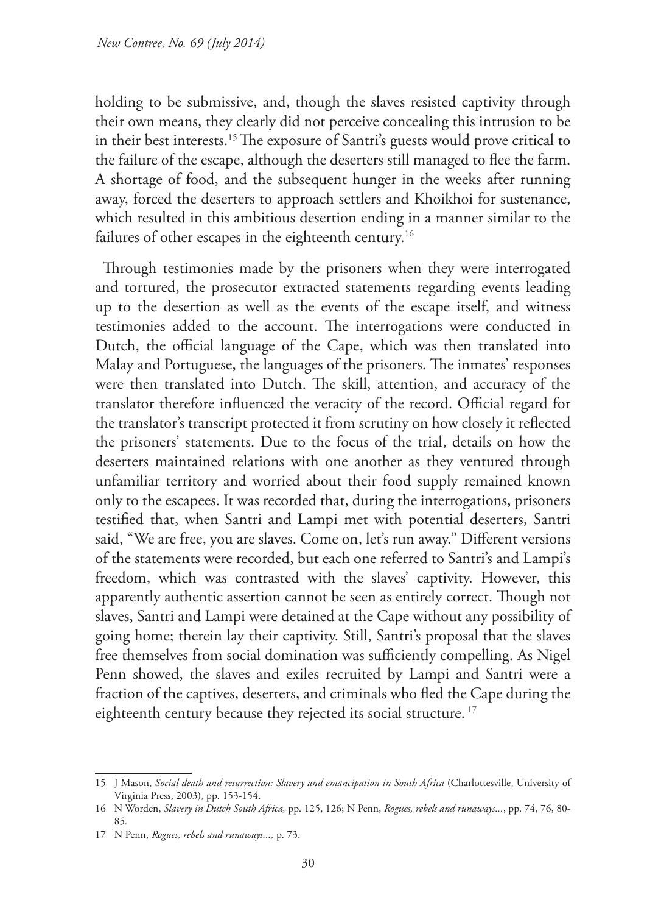holding to be submissive, and, though the slaves resisted captivity through their own means, they clearly did not perceive concealing this intrusion to be in their best interests.[15] The exposure of Santri's guests would prove critical to the failure of the escape, although the deserters still managed to flee the farm. A shortage of food, and the subsequent hunger in the weeks after running away, forced the deserters to approach settlers and Khoikhoi for sustenance, which resulted in this ambitious desertion ending in a manner similar to the failures of other escapes in the eighteenth century.[16]

Through testimonies made by the prisoners when they were interrogated and tortured, the prosecutor extracted statements regarding events leading up to the desertion as well as the events of the escape itself, and witness testimonies added to the account. The interrogations were conducted in Dutch, the official language of the Cape, which was then translated into Malay and Portuguese, the languages of the prisoners. The inmates' responses were then translated into Dutch. The skill, attention, and accuracy of the translator therefore influenced the veracity of the record. Official regard for the translator's transcript protected it from scrutiny on how closely it reflected the prisoners' statements. Due to the focus of the trial, details on how the deserters maintained relations with one another as they ventured through unfamiliar territory and worried about their food supply remained known only to the escapees. It was recorded that, during the interrogations, prisoners testified that, when Santri and Lampi met with potential deserters, Santri said, "We are free, you are slaves. Come on, let's run away." Different versions of the statements were recorded, but each one referred to Santri's and Lampi's freedom, which was contrasted with the slaves' captivity. However, this apparently authentic assertion cannot be seen as entirely correct. Though not slaves, Santri and Lampi were detained at the Cape without any possibility of going home; therein lay their captivity. Still, Santri's proposal that the slaves free themselves from social domination was sufficiently compelling. As Nigel Penn showed, the slaves and exiles recruited by Lampi and Santri were a fraction of the captives, deserters, and criminals who fled the Cape during the eighteenth century because they rejected its social structure.[17]

---

15 J Mason, *Social death and resurrection: Slavery and emancipation in South Africa* (Charlottesville, University of Virginia Press, 2003), pp. 153-154.

16 N Worden, *Slavery in Dutch South Africa,* pp. 125, 126; N Penn, *Rogues, rebels and runaways...*, pp. 74, 76, 80-85.

17 N Penn, *Rogues, rebels and runaways...,* p. 73.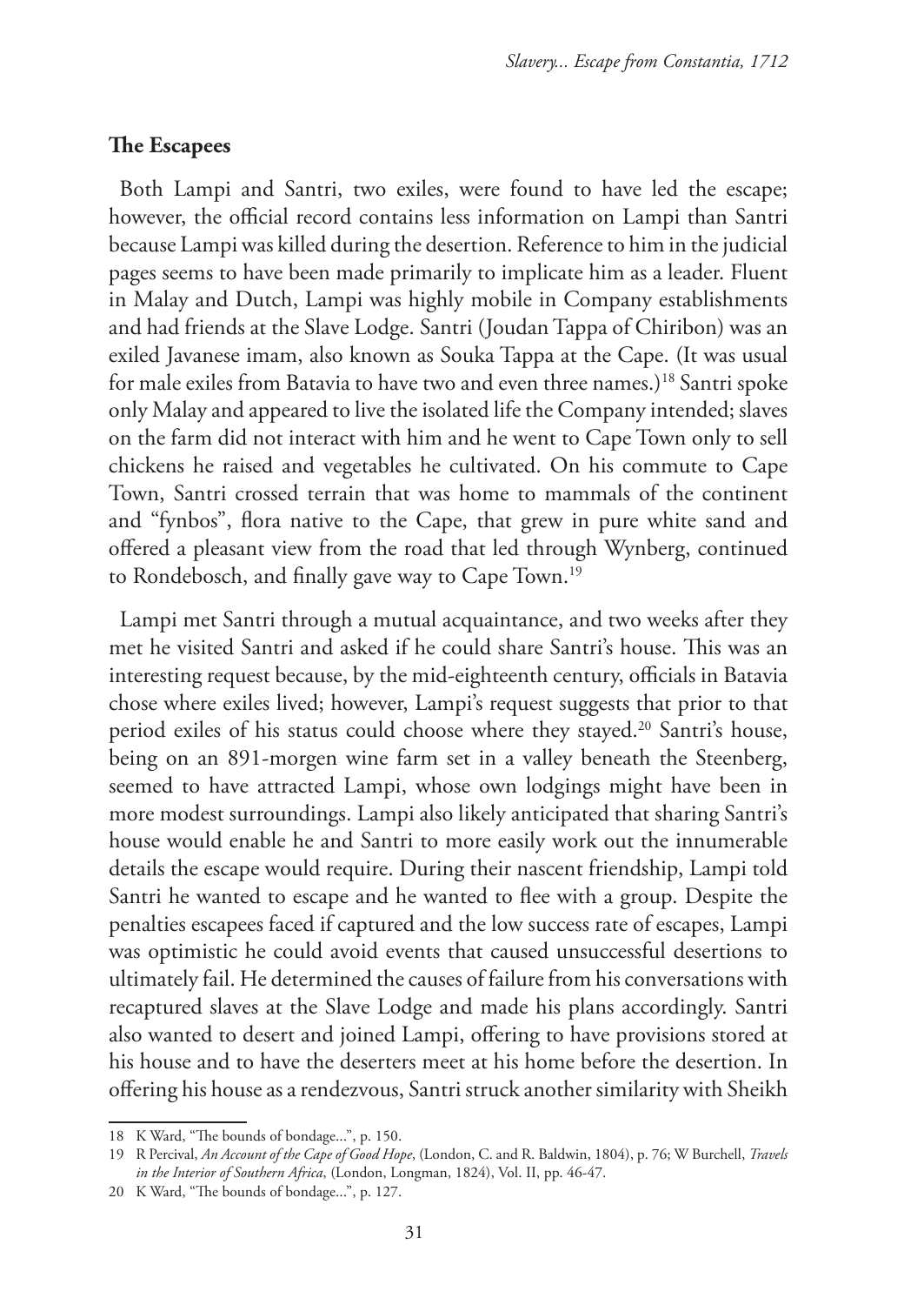## The Escapees

Both Lampi and Santri, two exiles, were found to have led the escape; however, the official record contains less information on Lampi than Santri because Lampi was killed during the desertion. Reference to him in the judicial pages seems to have been made primarily to implicate him as a leader. Fluent in Malay and Dutch, Lampi was highly mobile in Company establishments and had friends at the Slave Lodge. Santri (Joudan Tappa of Chiribon) was an exiled Javanese imam, also known as Souka Tappa at the Cape. (It was usual for male exiles from Batavia to have two and even three names.)[18] Santri spoke only Malay and appeared to live the isolated life the Company intended; slaves on the farm did not interact with him and he went to Cape Town only to sell chickens he raised and vegetables he cultivated. On his commute to Cape Town, Santri crossed terrain that was home to mammals of the continent and "fynbos", flora native to the Cape, that grew in pure white sand and offered a pleasant view from the road that led through Wynberg, continued to Rondebosch, and finally gave way to Cape Town.[19]

Lampi met Santri through a mutual acquaintance, and two weeks after they met he visited Santri and asked if he could share Santri's house. This was an interesting request because, by the mid-eighteenth century, officials in Batavia chose where exiles lived; however, Lampi's request suggests that prior to that period exiles of his status could choose where they stayed.[20] Santri's house, being on an 891-morgen wine farm set in a valley beneath the Steenberg, seemed to have attracted Lampi, whose own lodgings might have been in more modest surroundings. Lampi also likely anticipated that sharing Santri's house would enable he and Santri to more easily work out the innumerable details the escape would require. During their nascent friendship, Lampi told Santri he wanted to escape and he wanted to flee with a group. Despite the penalties escapees faced if captured and the low success rate of escapes, Lampi was optimistic he could avoid events that caused unsuccessful desertions to ultimately fail. He determined the causes of failure from his conversations with recaptured slaves at the Slave Lodge and made his plans accordingly. Santri also wanted to desert and joined Lampi, offering to have provisions stored at his house and to have the deserters meet at his home before the desertion. In offering his house as a rendezvous, Santri struck another similarity with Sheikh

18 K Ward, "The bounds of bondage...", p. 150.

19 R Percival, *An Account of the Cape of Good Hope*, (London, C. and R. Baldwin, 1804), p. 76; W Burchell, *Travels in the Interior of Southern Africa*, (London, Longman, 1824), Vol. II, pp. 46-47.

20 K Ward, "The bounds of bondage...", p. 127.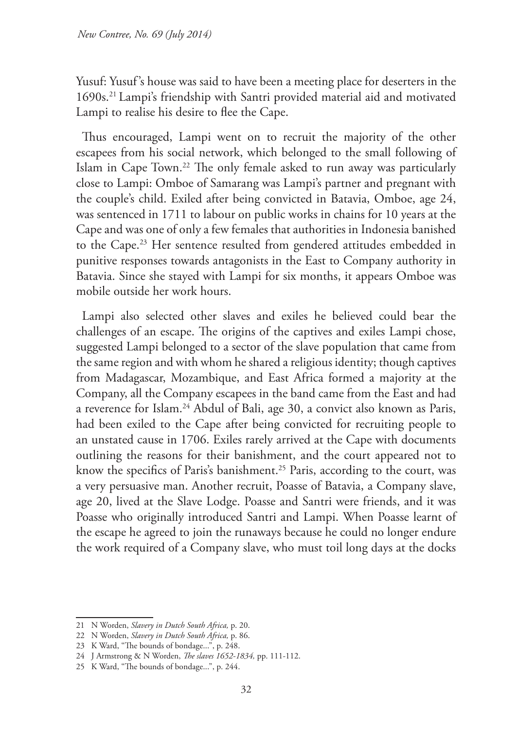Yusuf: Yusuf's house was said to have been a meeting place for deserters in the 1690s.[21] Lampi's friendship with Santri provided material aid and motivated Lampi to realise his desire to flee the Cape.

Thus encouraged, Lampi went on to recruit the majority of the other escapees from his social network, which belonged to the small following of Islam in Cape Town.[22] The only female asked to run away was particularly close to Lampi: Omboe of Samarang was Lampi's partner and pregnant with the couple's child. Exiled after being convicted in Batavia, Omboe, age 24, was sentenced in 1711 to labour on public works in chains for 10 years at the Cape and was one of only a few females that authorities in Indonesia banished to the Cape.[23] Her sentence resulted from gendered attitudes embedded in punitive responses towards antagonists in the East to Company authority in Batavia. Since she stayed with Lampi for six months, it appears Omboe was mobile outside her work hours.

Lampi also selected other slaves and exiles he believed could bear the challenges of an escape. The origins of the captives and exiles Lampi chose, suggested Lampi belonged to a sector of the slave population that came from the same region and with whom he shared a religious identity; though captives from Madagascar, Mozambique, and East Africa formed a majority at the Company, all the Company escapees in the band came from the East and had a reverence for Islam.[24] Abdul of Bali, age 30, a convict also known as Paris, had been exiled to the Cape after being convicted for recruiting people to an unstated cause in 1706. Exiles rarely arrived at the Cape with documents outlining the reasons for their banishment, and the court appeared not to know the specifics of Paris's banishment.[25] Paris, according to the court, was a very persuasive man. Another recruit, Poasse of Batavia, a Company slave, age 20, lived at the Slave Lodge. Poasse and Santri were friends, and it was Poasse who originally introduced Santri and Lampi. When Poasse learnt of the escape he agreed to join the runaways because he could no longer endure the work required of a Company slave, who must toil long days at the docks

21 N Worden, *Slavery in Dutch South Africa,* p. 20.

22 N Worden, *Slavery in Dutch South Africa,* p. 86.

23 K Ward, "The bounds of bondage...", p. 248.

24 J Armstrong & N Worden, *The slaves 1652-1834,* pp. 111-112.

25 K Ward, "The bounds of bondage...", p. 244.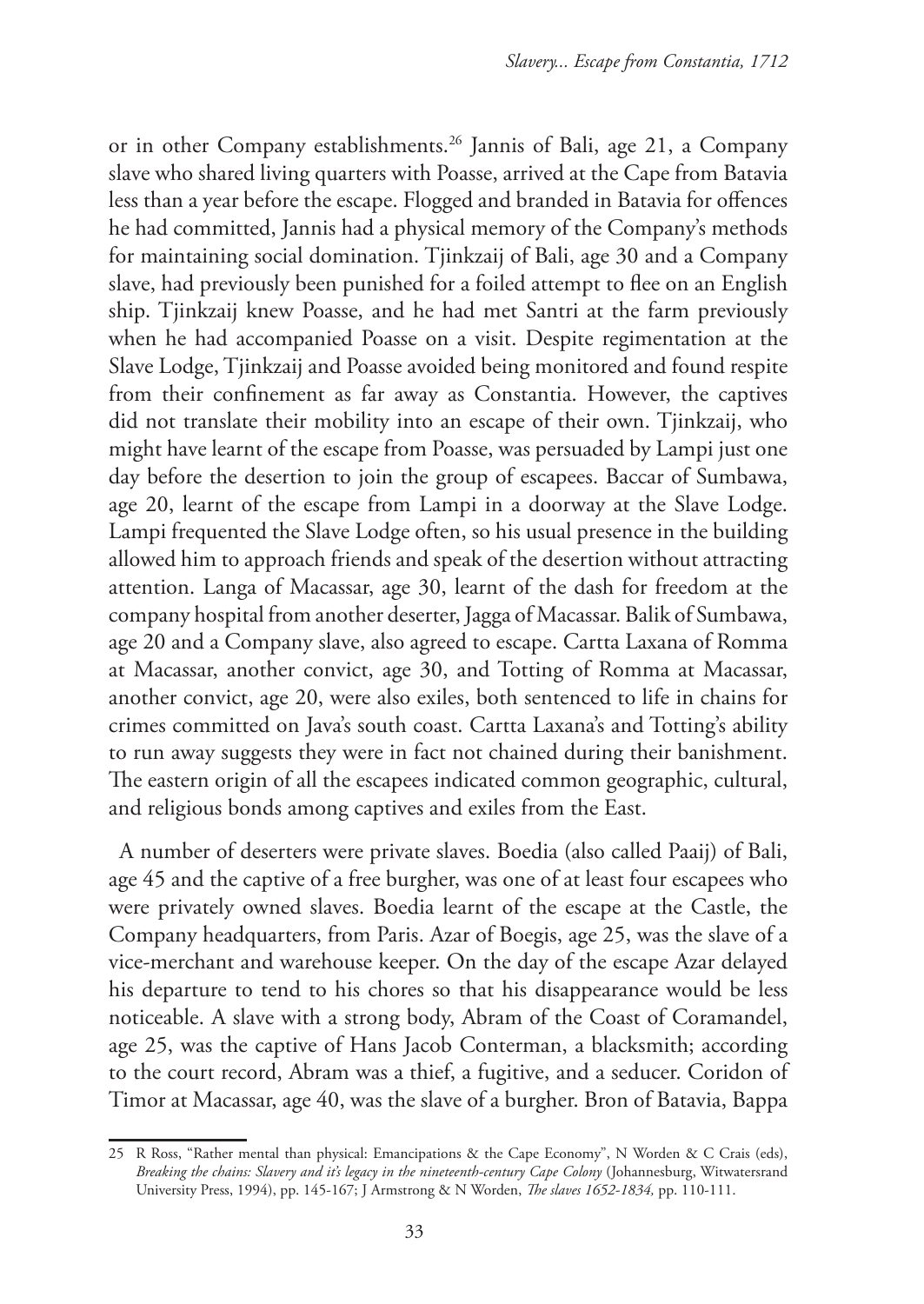or in other Company establishments.[26] Jannis of Bali, age 21, a Company slave who shared living quarters with Poasse, arrived at the Cape from Batavia less than a year before the escape. Flogged and branded in Batavia for offences he had committed, Jannis had a physical memory of the Company's methods for maintaining social domination. Tjinkzaij of Bali, age 30 and a Company slave, had previously been punished for a foiled attempt to flee on an English ship. Tjinkzaij knew Poasse, and he had met Santri at the farm previously when he had accompanied Poasse on a visit. Despite regimentation at the Slave Lodge, Tjinkzaij and Poasse avoided being monitored and found respite from their confinement as far away as Constantia. However, the captives did not translate their mobility into an escape of their own. Tjinkzaij, who might have learnt of the escape from Poasse, was persuaded by Lampi just one day before the desertion to join the group of escapees. Baccar of Sumbawa, age 20, learnt of the escape from Lampi in a doorway at the Slave Lodge. Lampi frequented the Slave Lodge often, so his usual presence in the building allowed him to approach friends and speak of the desertion without attracting attention. Langa of Macassar, age 30, learnt of the dash for freedom at the company hospital from another deserter, Jagga of Macassar. Balik of Sumbawa, age 20 and a Company slave, also agreed to escape. Cartta Laxana of Romma at Macassar, another convict, age 30, and Totting of Romma at Macassar, another convict, age 20, were also exiles, both sentenced to life in chains for crimes committed on Java's south coast. Cartta Laxana's and Totting's ability to run away suggests they were in fact not chained during their banishment. The eastern origin of all the escapees indicated common geographic, cultural, and religious bonds among captives and exiles from the East.

A number of deserters were private slaves. Boedia (also called Paaij) of Bali, age 45 and the captive of a free burgher, was one of at least four escapees who were privately owned slaves. Boedia learnt of the escape at the Castle, the Company headquarters, from Paris. Azar of Boegis, age 25, was the slave of a vice-merchant and warehouse keeper. On the day of the escape Azar delayed his departure to tend to his chores so that his disappearance would be less noticeable. A slave with a strong body, Abram of the Coast of Coramandel, age 25, was the captive of Hans Jacob Conterman, a blacksmith; according to the court record, Abram was a thief, a fugitive, and a seducer. Coridon of Timor at Macassar, age 40, was the slave of a burgher. Bron of Batavia, Bappa

25 R Ross, "Rather mental than physical: Emancipations & the Cape Economy", N Worden & C Crais (eds), *Breaking the chains: Slavery and it's legacy in the nineteenth-century Cape Colony* (Johannesburg, Witwatersrand University Press, 1994), pp. 145-167; J Armstrong & N Worden, *The slaves 1652-1834,* pp. 110-111.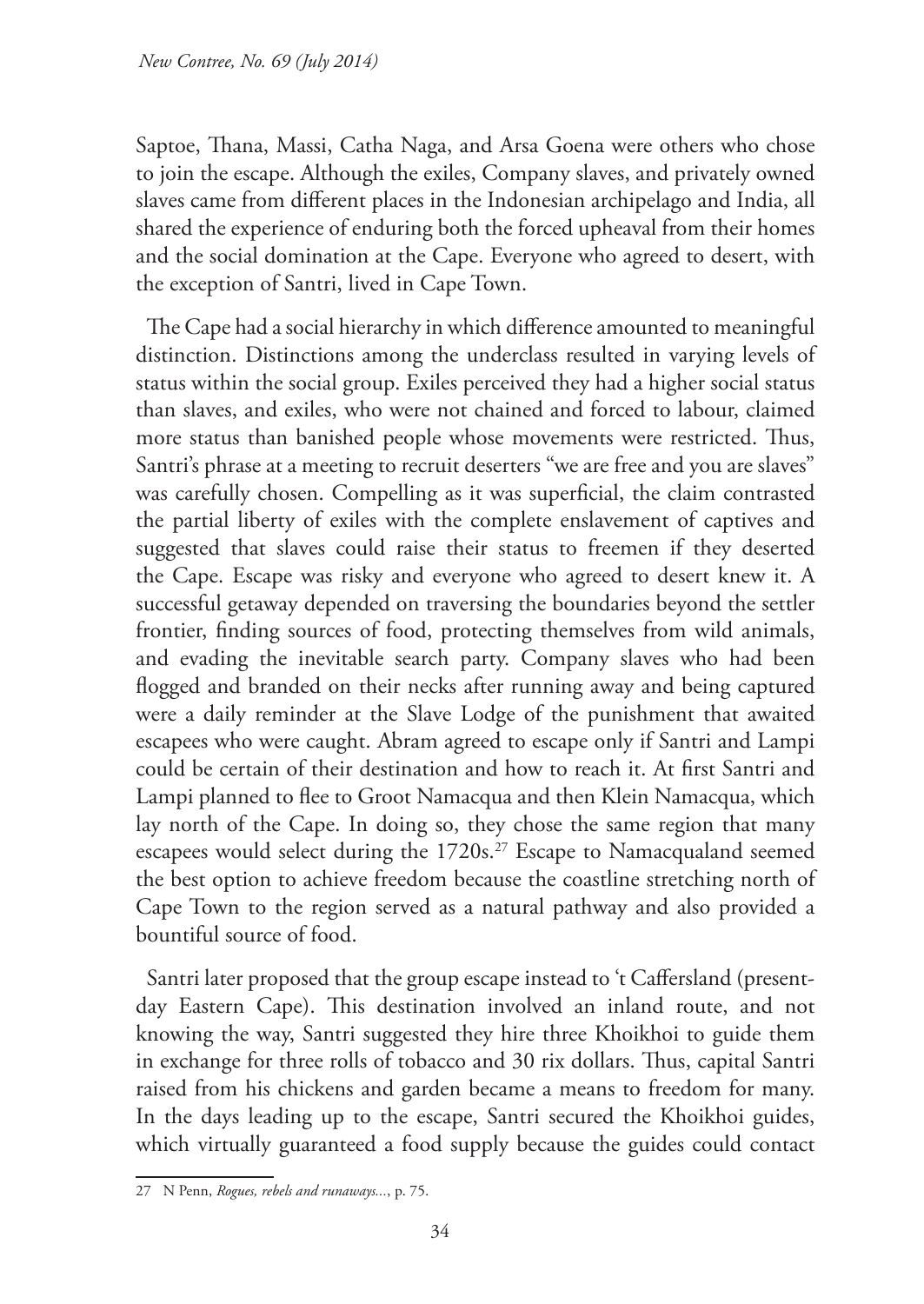Saptoe, Thana, Massi, Catha Naga, and Arsa Goena were others who chose to join the escape. Although the exiles, Company slaves, and privately owned slaves came from different places in the Indonesian archipelago and India, all shared the experience of enduring both the forced upheaval from their homes and the social domination at the Cape. Everyone who agreed to desert, with the exception of Santri, lived in Cape Town.

The Cape had a social hierarchy in which difference amounted to meaningful distinction. Distinctions among the underclass resulted in varying levels of status within the social group. Exiles perceived they had a higher social status than slaves, and exiles, who were not chained and forced to labour, claimed more status than banished people whose movements were restricted. Thus, Santri's phrase at a meeting to recruit deserters "we are free and you are slaves" was carefully chosen. Compelling as it was superficial, the claim contrasted the partial liberty of exiles with the complete enslavement of captives and suggested that slaves could raise their status to freemen if they deserted the Cape. Escape was risky and everyone who agreed to desert knew it. A successful getaway depended on traversing the boundaries beyond the settler frontier, finding sources of food, protecting themselves from wild animals, and evading the inevitable search party. Company slaves who had been flogged and branded on their necks after running away and being captured were a daily reminder at the Slave Lodge of the punishment that awaited escapees who were caught. Abram agreed to escape only if Santri and Lampi could be certain of their destination and how to reach it. At first Santri and Lampi planned to flee to Groot Namacqua and then Klein Namacqua, which lay north of the Cape. In doing so, they chose the same region that many escapees would select during the 1720s.[27] Escape to Namacqualand seemed the best option to achieve freedom because the coastline stretching north of Cape Town to the region served as a natural pathway and also provided a bountiful source of food.

Santri later proposed that the group escape instead to 't Caffersland (present-day Eastern Cape). This destination involved an inland route, and not knowing the way, Santri suggested they hire three Khoikhoi to guide them in exchange for three rolls of tobacco and 30 rix dollars. Thus, capital Santri raised from his chickens and garden became a means to freedom for many. In the days leading up to the escape, Santri secured the Khoikhoi guides, which virtually guaranteed a food supply because the guides could contact

27 N Penn, *Rogues, rebels and runaways...*, p. 75.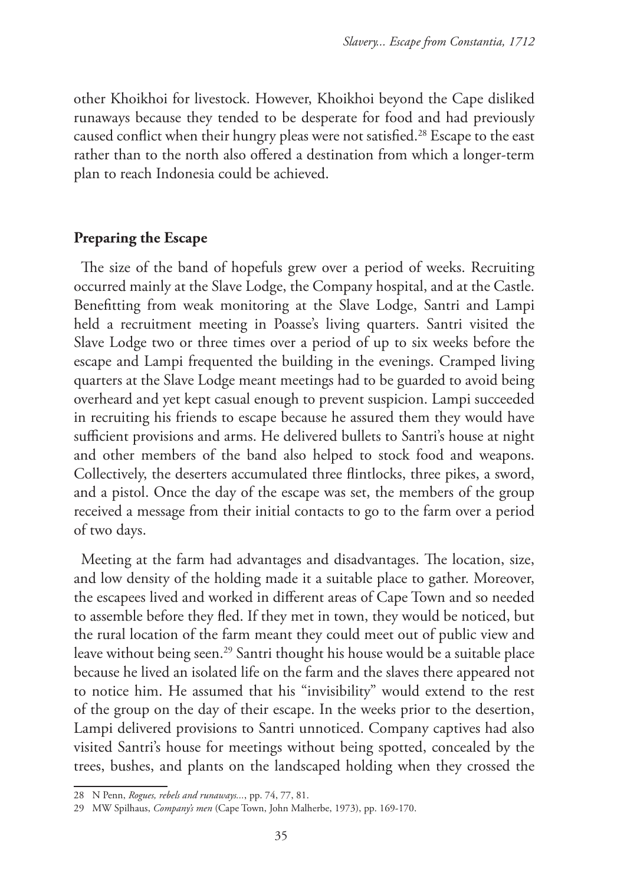other Khoikhoi for livestock. However, Khoikhoi beyond the Cape disliked runaways because they tended to be desperate for food and had previously caused conflict when their hungry pleas were not satisfied.[28] Escape to the east rather than to the north also offered a destination from which a longer-term plan to reach Indonesia could be achieved.

## Preparing the Escape

The size of the band of hopefuls grew over a period of weeks. Recruiting occurred mainly at the Slave Lodge, the Company hospital, and at the Castle. Benefitting from weak monitoring at the Slave Lodge, Santri and Lampi held a recruitment meeting in Poasse's living quarters. Santri visited the Slave Lodge two or three times over a period of up to six weeks before the escape and Lampi frequented the building in the evenings. Cramped living quarters at the Slave Lodge meant meetings had to be guarded to avoid being overheard and yet kept casual enough to prevent suspicion. Lampi succeeded in recruiting his friends to escape because he assured them they would have sufficient provisions and arms. He delivered bullets to Santri's house at night and other members of the band also helped to stock food and weapons. Collectively, the deserters accumulated three flintlocks, three pikes, a sword, and a pistol. Once the day of the escape was set, the members of the group received a message from their initial contacts to go to the farm over a period of two days.

Meeting at the farm had advantages and disadvantages. The location, size, and low density of the holding made it a suitable place to gather. Moreover, the escapees lived and worked in different areas of Cape Town and so needed to assemble before they fled. If they met in town, they would be noticed, but the rural location of the farm meant they could meet out of public view and leave without being seen.[29] Santri thought his house would be a suitable place because he lived an isolated life on the farm and the slaves there appeared not to notice him. He assumed that his "invisibility" would extend to the rest of the group on the day of their escape. In the weeks prior to the desertion, Lampi delivered provisions to Santri unnoticed. Company captives had also visited Santri's house for meetings without being spotted, concealed by the trees, bushes, and plants on the landscaped holding when they crossed the

---

28 N Penn, *Rogues, rebels and runaways...*, pp. 74, 77, 81.

29 MW Spilhaus, *Company's men* (Cape Town, John Malherbe, 1973), pp. 169-170.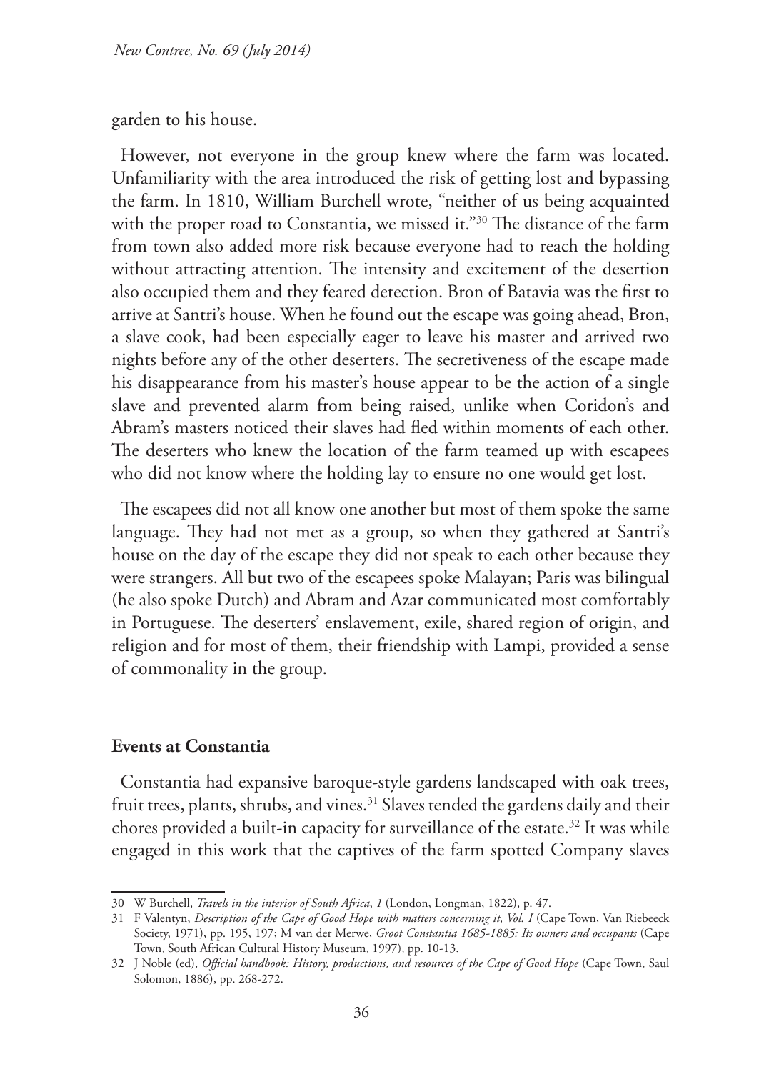garden to his house.

However, not everyone in the group knew where the farm was located. Unfamiliarity with the area introduced the risk of getting lost and bypassing the farm. In 1810, William Burchell wrote, "neither of us being acquainted with the proper road to Constantia, we missed it."[30] The distance of the farm from town also added more risk because everyone had to reach the holding without attracting attention. The intensity and excitement of the desertion also occupied them and they feared detection. Bron of Batavia was the first to arrive at Santri's house. When he found out the escape was going ahead, Bron, a slave cook, had been especially eager to leave his master and arrived two nights before any of the other deserters. The secretiveness of the escape made his disappearance from his master's house appear to be the action of a single slave and prevented alarm from being raised, unlike when Coridon's and Abram's masters noticed their slaves had fled within moments of each other. The deserters who knew the location of the farm teamed up with escapees who did not know where the holding lay to ensure no one would get lost.

The escapees did not all know one another but most of them spoke the same language. They had not met as a group, so when they gathered at Santri's house on the day of the escape they did not speak to each other because they were strangers. All but two of the escapees spoke Malayan; Paris was bilingual (he also spoke Dutch) and Abram and Azar communicated most comfortably in Portuguese. The deserters' enslavement, exile, shared region of origin, and religion and for most of them, their friendship with Lampi, provided a sense of commonality in the group.

## Events at Constantia

Constantia had expansive baroque-style gardens landscaped with oak trees, fruit trees, plants, shrubs, and vines.[31] Slaves tended the gardens daily and their chores provided a built-in capacity for surveillance of the estate.[32] It was while engaged in this work that the captives of the farm spotted Company slaves

30 W Burchell, *Travels in the interior of South Africa*, *1* (London, Longman, 1822), p. 47.

31 F Valentyn, *Description of the Cape of Good Hope with matters concerning it, Vol. I* (Cape Town, Van Riebeeck Society, 1971), pp. 195, 197; M van der Merwe, *Groot Constantia 1685-1885: Its owners and occupants* (Cape Town, South African Cultural History Museum, 1997), pp. 10-13.

32 J Noble (ed), *Official handbook: History, productions, and resources of the Cape of Good Hope* (Cape Town, Saul Solomon, 1886), pp. 268-272.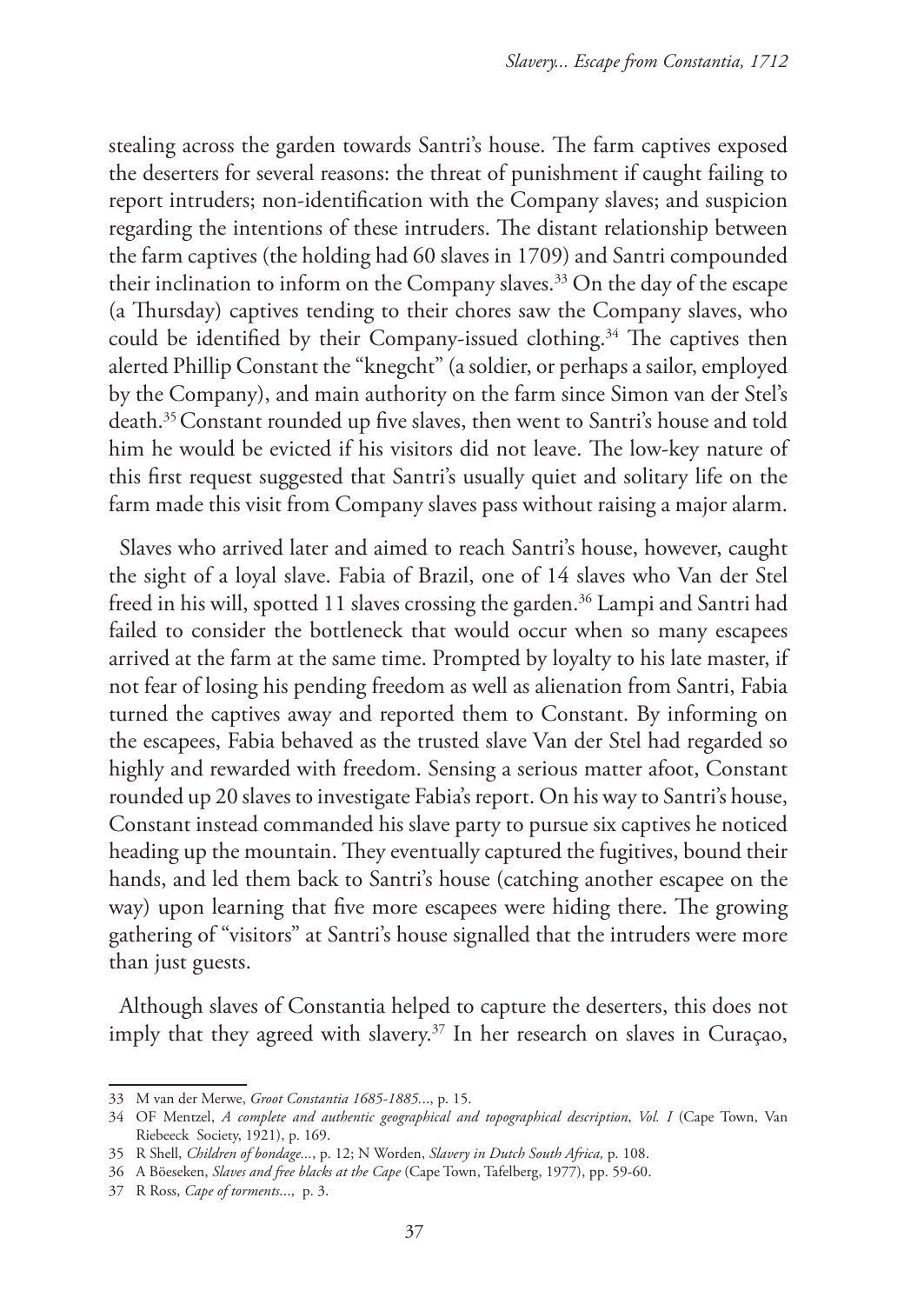stealing across the garden towards Santri's house. The farm captives exposed the deserters for several reasons: the threat of punishment if caught failing to report intruders; non-identification with the Company slaves; and suspicion regarding the intentions of these intruders. The distant relationship between the farm captives (the holding had 60 slaves in 1709) and Santri compounded their inclination to inform on the Company slaves.[33] On the day of the escape (a Thursday) captives tending to their chores saw the Company slaves, who could be identified by their Company-issued clothing.[34] The captives then alerted Phillip Constant the "knegcht" (a soldier, or perhaps a sailor, employed by the Company), and main authority on the farm since Simon van der Stel's death.[35] Constant rounded up five slaves, then went to Santri's house and told him he would be evicted if his visitors did not leave. The low-key nature of this first request suggested that Santri's usually quiet and solitary life on the farm made this visit from Company slaves pass without raising a major alarm.

Slaves who arrived later and aimed to reach Santri's house, however, caught the sight of a loyal slave. Fabia of Brazil, one of 14 slaves who Van der Stel freed in his will, spotted 11 slaves crossing the garden.[36] Lampi and Santri had failed to consider the bottleneck that would occur when so many escapees arrived at the farm at the same time. Prompted by loyalty to his late master, if not fear of losing his pending freedom as well as alienation from Santri, Fabia turned the captives away and reported them to Constant. By informing on the escapees, Fabia behaved as the trusted slave Van der Stel had regarded so highly and rewarded with freedom. Sensing a serious matter afoot, Constant rounded up 20 slaves to investigate Fabia's report. On his way to Santri's house, Constant instead commanded his slave party to pursue six captives he noticed heading up the mountain. They eventually captured the fugitives, bound their hands, and led them back to Santri's house (catching another escapee on the way) upon learning that five more escapees were hiding there. The growing gathering of "visitors" at Santri's house signalled that the intruders were more than just guests.

Although slaves of Constantia helped to capture the deserters, this does not imply that they agreed with slavery.[37] In her research on slaves in Curaçao,

---

33 M van der Merwe, *Groot Constantia 1685-1885*..., p. 15.

34 OF Mentzel, *A complete and authentic geographical and topographical description*, *Vol. I* (Cape Town, Van Riebeeck Society, 1921), p. 169.

35 R Shell, *Children of bondage*..., p. 12; N Worden, *Slavery in Dutch South Africa,* p. 108.

36 A Böeseken, *Slaves and free blacks at the Cape* (Cape Town, Tafelberg, 1977), pp. 59-60.

37 R Ross, *Cape of torments*..., p. 3.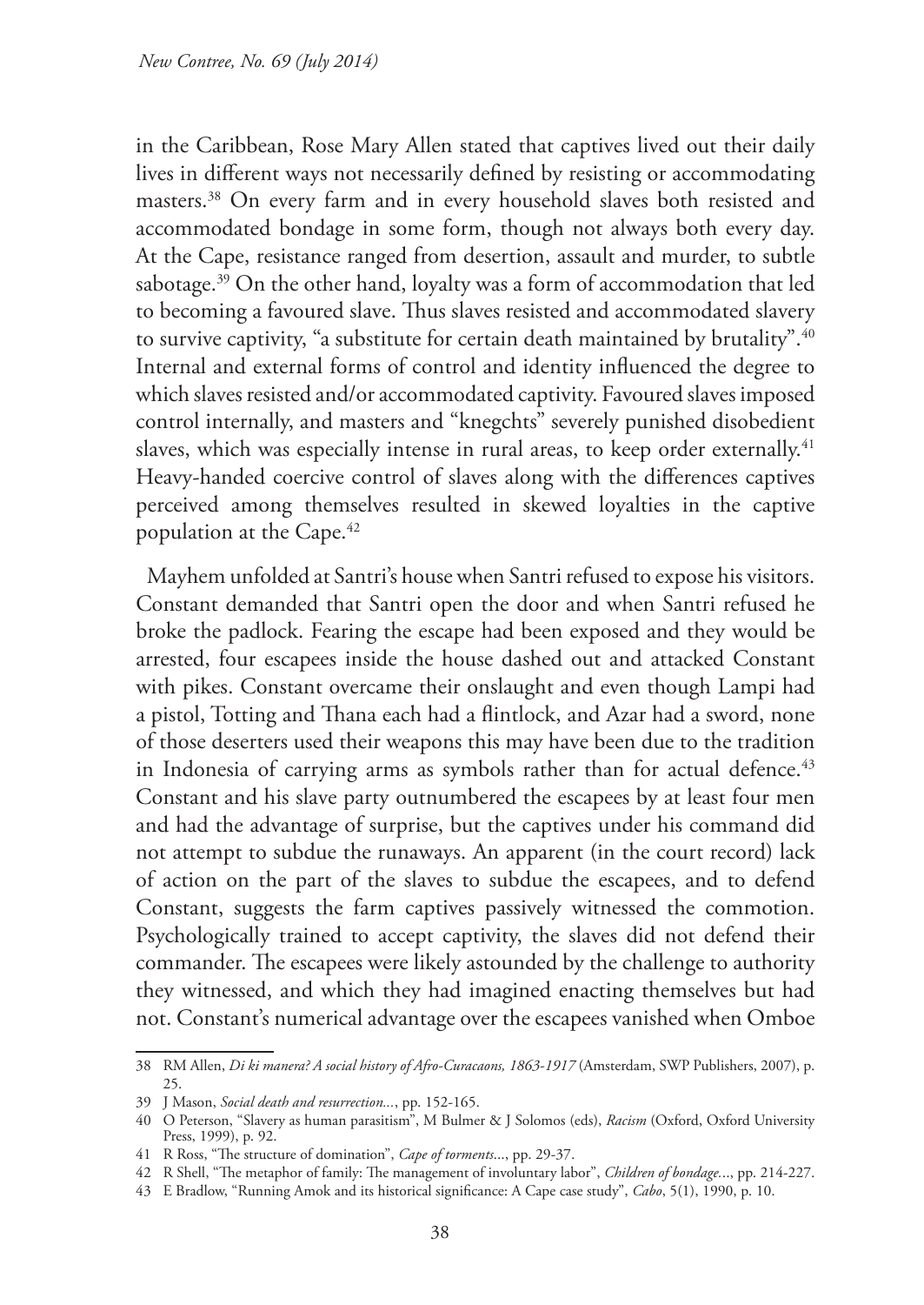in the Caribbean, Rose Mary Allen stated that captives lived out their daily lives in different ways not necessarily defined by resisting or accommodating masters.[38] On every farm and in every household slaves both resisted and accommodated bondage in some form, though not always both every day. At the Cape, resistance ranged from desertion, assault and murder, to subtle sabotage.[39] On the other hand, loyalty was a form of accommodation that led to becoming a favoured slave. Thus slaves resisted and accommodated slavery to survive captivity, "a substitute for certain death maintained by brutality".[40] Internal and external forms of control and identity influenced the degree to which slaves resisted and/or accommodated captivity. Favoured slaves imposed control internally, and masters and "knegchts" severely punished disobedient slaves, which was especially intense in rural areas, to keep order externally.[41] Heavy-handed coercive control of slaves along with the differences captives perceived among themselves resulted in skewed loyalties in the captive population at the Cape.[42]

Mayhem unfolded at Santri's house when Santri refused to expose his visitors. Constant demanded that Santri open the door and when Santri refused he broke the padlock. Fearing the escape had been exposed and they would be arrested, four escapees inside the house dashed out and attacked Constant with pikes. Constant overcame their onslaught and even though Lampi had a pistol, Totting and Thana each had a flintlock, and Azar had a sword, none of those deserters used their weapons this may have been due to the tradition in Indonesia of carrying arms as symbols rather than for actual defence.[43] Constant and his slave party outnumbered the escapees by at least four men and had the advantage of surprise, but the captives under his command did not attempt to subdue the runaways. An apparent (in the court record) lack of action on the part of the slaves to subdue the escapees, and to defend Constant, suggests the farm captives passively witnessed the commotion. Psychologically trained to accept captivity, the slaves did not defend their commander. The escapees were likely astounded by the challenge to authority they witnessed, and which they had imagined enacting themselves but had not. Constant's numerical advantage over the escapees vanished when Omboe

---

38 RM Allen, *Di ki manera? A social history of Afro-Curacaons, 1863-1917* (Amsterdam, SWP Publishers, 2007), p. 25.

39 J Mason, *Social death and resurrection...*, pp. 152-165.

40 O Peterson, "Slavery as human parasitism", M Bulmer & J Solomos (eds), *Racism* (Oxford, Oxford University Press, 1999), p. 92.

41 R Ross, "The structure of domination", *Cape of torments...*, pp. 29-37.

42 R Shell, "The metaphor of family: The management of involuntary labor", *Children of bondage...*, pp. 214-227.

43 E Bradlow, "Running Amok and its historical significance: A Cape case study", *Cabo*, 5(1), 1990, p. 10.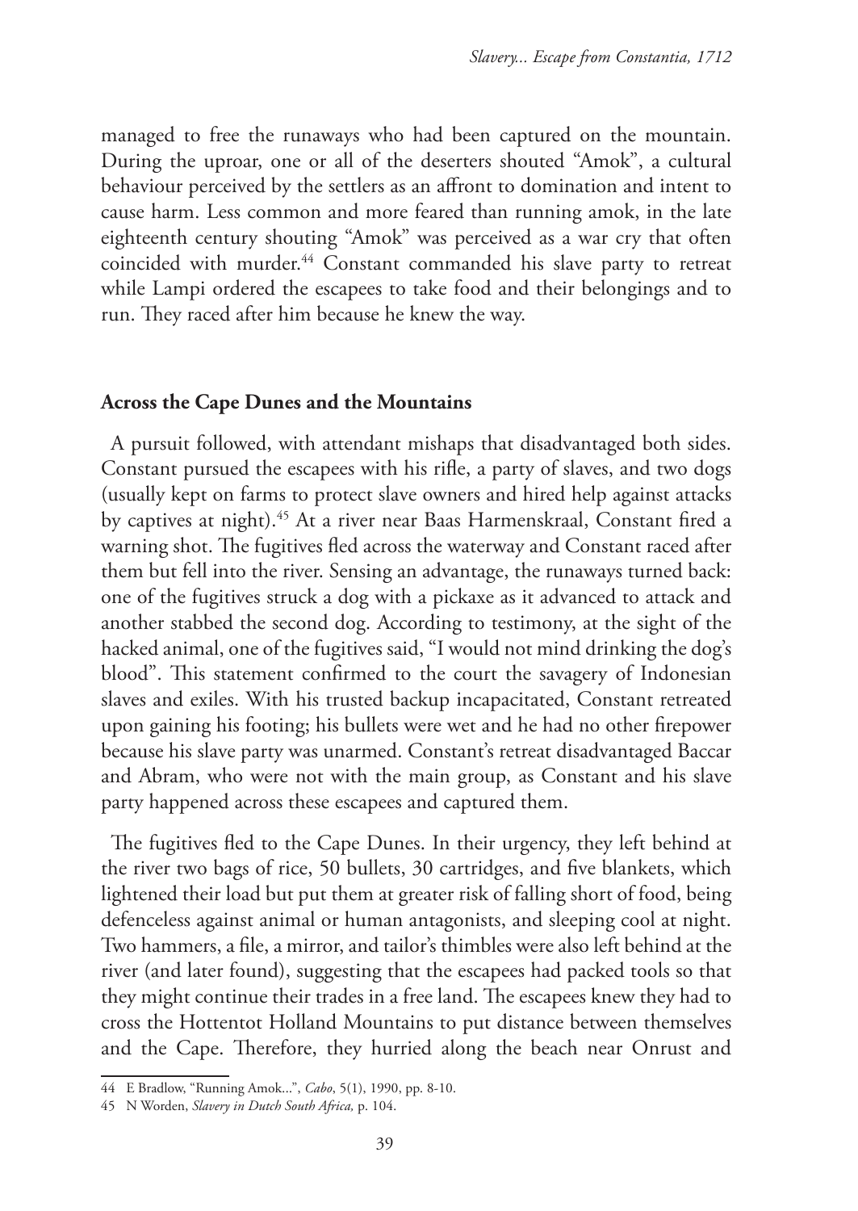managed to free the runaways who had been captured on the mountain. During the uproar, one or all of the deserters shouted "Amok", a cultural behaviour perceived by the settlers as an affront to domination and intent to cause harm. Less common and more feared than running amok, in the late eighteenth century shouting "Amok" was perceived as a war cry that often coincided with murder.[44] Constant commanded his slave party to retreat while Lampi ordered the escapees to take food and their belongings and to run. They raced after him because he knew the way.

## Across the Cape Dunes and the Mountains

A pursuit followed, with attendant mishaps that disadvantaged both sides. Constant pursued the escapees with his rifle, a party of slaves, and two dogs (usually kept on farms to protect slave owners and hired help against attacks by captives at night).[45] At a river near Baas Harmenskraal, Constant fired a warning shot. The fugitives fled across the waterway and Constant raced after them but fell into the river. Sensing an advantage, the runaways turned back: one of the fugitives struck a dog with a pickaxe as it advanced to attack and another stabbed the second dog. According to testimony, at the sight of the hacked animal, one of the fugitives said, "I would not mind drinking the dog's blood". This statement confirmed to the court the savagery of Indonesian slaves and exiles. With his trusted backup incapacitated, Constant retreated upon gaining his footing; his bullets were wet and he had no other firepower because his slave party was unarmed. Constant's retreat disadvantaged Baccar and Abram, who were not with the main group, as Constant and his slave party happened across these escapees and captured them.

The fugitives fled to the Cape Dunes. In their urgency, they left behind at the river two bags of rice, 50 bullets, 30 cartridges, and five blankets, which lightened their load but put them at greater risk of falling short of food, being defenceless against animal or human antagonists, and sleeping cool at night. Two hammers, a file, a mirror, and tailor's thimbles were also left behind at the river (and later found), suggesting that the escapees had packed tools so that they might continue their trades in a free land. The escapees knew they had to cross the Hottentot Holland Mountains to put distance between themselves and the Cape. Therefore, they hurried along the beach near Onrust and

44 E Bradlow, "Running Amok...", *Cabo*, 5(1), 1990, pp. 8-10.

45 N Worden, *Slavery in Dutch South Africa,* p. 104.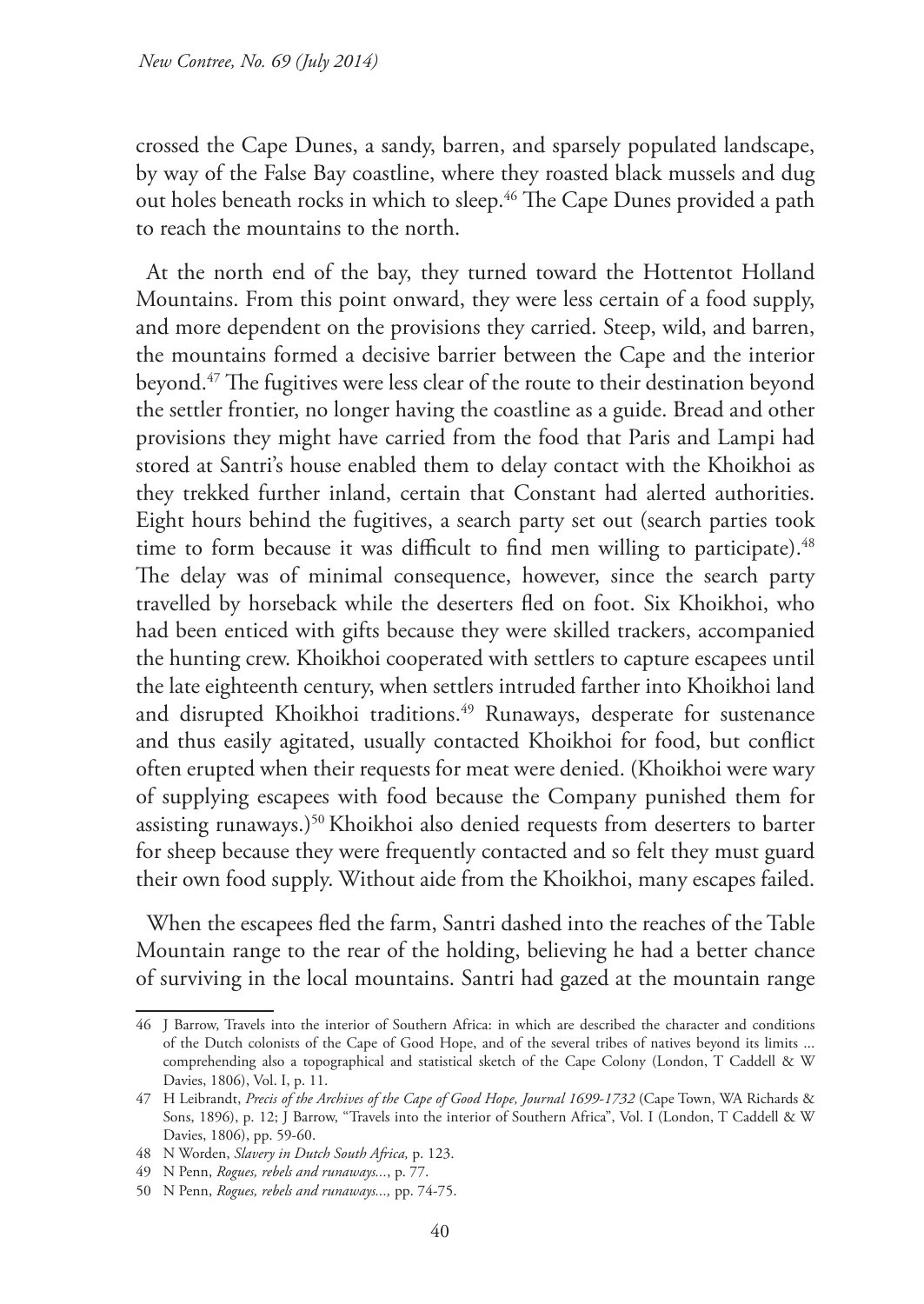crossed the Cape Dunes, a sandy, barren, and sparsely populated landscape, by way of the False Bay coastline, where they roasted black mussels and dug out holes beneath rocks in which to sleep.[46] The Cape Dunes provided a path to reach the mountains to the north.

At the north end of the bay, they turned toward the Hottentot Holland Mountains. From this point onward, they were less certain of a food supply, and more dependent on the provisions they carried. Steep, wild, and barren, the mountains formed a decisive barrier between the Cape and the interior beyond.[47] The fugitives were less clear of the route to their destination beyond the settler frontier, no longer having the coastline as a guide. Bread and other provisions they might have carried from the food that Paris and Lampi had stored at Santri's house enabled them to delay contact with the Khoikhoi as they trekked further inland, certain that Constant had alerted authorities. Eight hours behind the fugitives, a search party set out (search parties took time to form because it was difficult to find men willing to participate).[48] The delay was of minimal consequence, however, since the search party travelled by horseback while the deserters fled on foot. Six Khoikhoi, who had been enticed with gifts because they were skilled trackers, accompanied the hunting crew. Khoikhoi cooperated with settlers to capture escapees until the late eighteenth century, when settlers intruded farther into Khoikhoi land and disrupted Khoikhoi traditions.[49] Runaways, desperate for sustenance and thus easily agitated, usually contacted Khoikhoi for food, but conflict often erupted when their requests for meat were denied. (Khoikhoi were wary of supplying escapees with food because the Company punished them for assisting runaways.)[50] Khoikhoi also denied requests from deserters to barter for sheep because they were frequently contacted and so felt they must guard their own food supply. Without aide from the Khoikhoi, many escapes failed.

When the escapees fled the farm, Santri dashed into the reaches of the Table Mountain range to the rear of the holding, believing he had a better chance of surviving in the local mountains. Santri had gazed at the mountain range

---

46 J Barrow, Travels into the interior of Southern Africa: in which are described the character and conditions of the Dutch colonists of the Cape of Good Hope, and of the several tribes of natives beyond its limits ... comprehending also a topographical and statistical sketch of the Cape Colony (London, T Caddell & W Davies, 1806), Vol. I, p. 11.

47 H Leibrandt, *Precis of the Archives of the Cape of Good Hope, Journal 1699-1732* (Cape Town, WA Richards & Sons, 1896), p. 12; J Barrow, "Travels into the interior of Southern Africa", Vol. I (London, T Caddell & W Davies, 1806), pp. 59-60.

48 N Worden, *Slavery in Dutch South Africa,* p. 123.

49 N Penn, *Rogues, rebels and runaways...*, p. 77.

50 N Penn, *Rogues, rebels and runaways...,* pp. 74-75.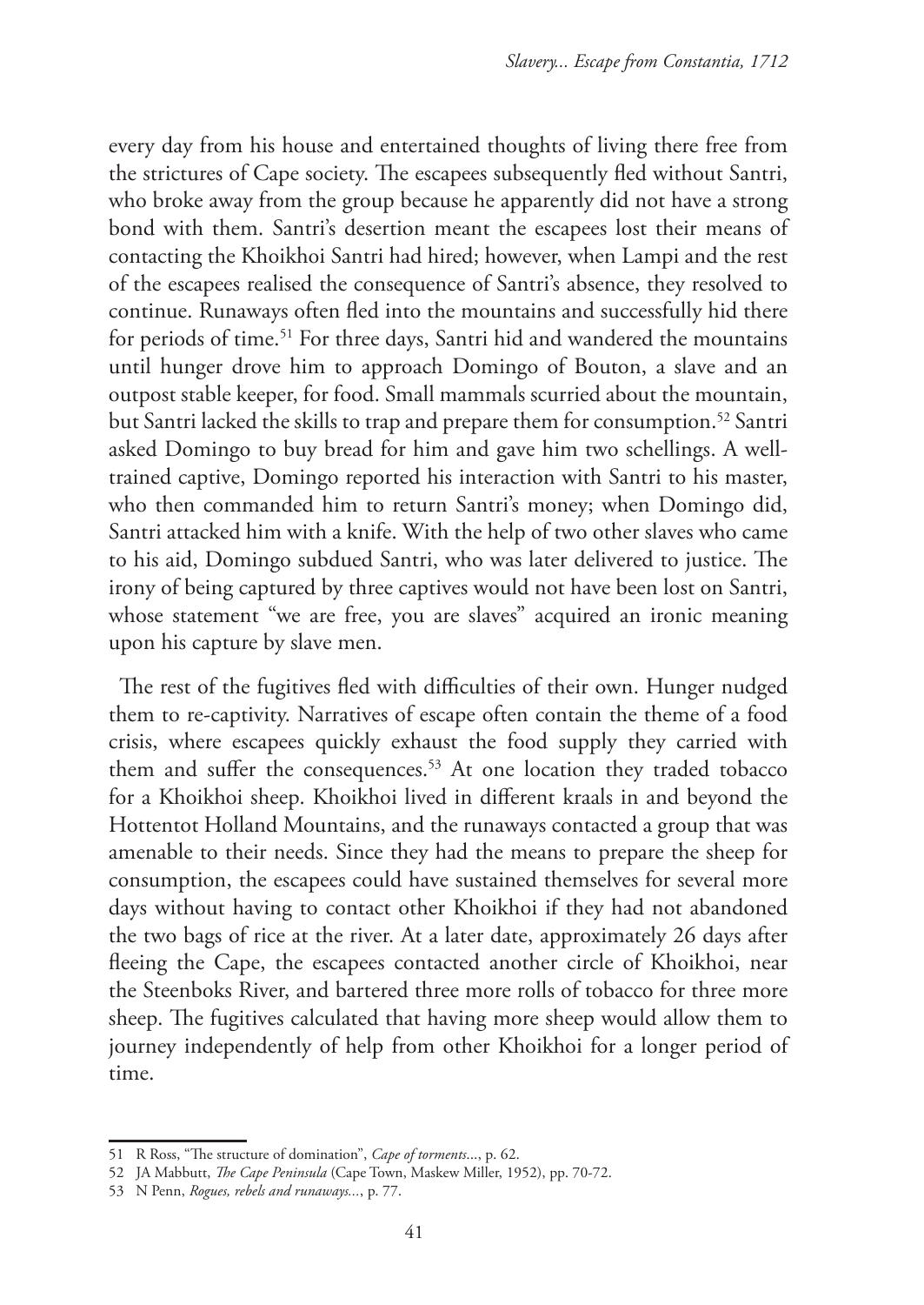every day from his house and entertained thoughts of living there free from the strictures of Cape society. The escapees subsequently fled without Santri, who broke away from the group because he apparently did not have a strong bond with them. Santri's desertion meant the escapees lost their means of contacting the Khoikhoi Santri had hired; however, when Lampi and the rest of the escapees realised the consequence of Santri's absence, they resolved to continue. Runaways often fled into the mountains and successfully hid there for periods of time.[51] For three days, Santri hid and wandered the mountains until hunger drove him to approach Domingo of Bouton, a slave and an outpost stable keeper, for food. Small mammals scurried about the mountain, but Santri lacked the skills to trap and prepare them for consumption.[52] Santri asked Domingo to buy bread for him and gave him two schellings. A well-trained captive, Domingo reported his interaction with Santri to his master, who then commanded him to return Santri's money; when Domingo did, Santri attacked him with a knife. With the help of two other slaves who came to his aid, Domingo subdued Santri, who was later delivered to justice. The irony of being captured by three captives would not have been lost on Santri, whose statement "we are free, you are slaves" acquired an ironic meaning upon his capture by slave men.

The rest of the fugitives fled with difficulties of their own. Hunger nudged them to re-captivity. Narratives of escape often contain the theme of a food crisis, where escapees quickly exhaust the food supply they carried with them and suffer the consequences.[53] At one location they traded tobacco for a Khoikhoi sheep. Khoikhoi lived in different kraals in and beyond the Hottentot Holland Mountains, and the runaways contacted a group that was amenable to their needs. Since they had the means to prepare the sheep for consumption, the escapees could have sustained themselves for several more days without having to contact other Khoikhoi if they had not abandoned the two bags of rice at the river. At a later date, approximately 26 days after fleeing the Cape, the escapees contacted another circle of Khoikhoi, near the Steenboks River, and bartered three more rolls of tobacco for three more sheep. The fugitives calculated that having more sheep would allow them to journey independently of help from other Khoikhoi for a longer period of time.

---

51 R Ross, "The structure of domination", *Cape of torments*..., p. 62.

52 JA Mabbutt, *The Cape Peninsula* (Cape Town, Maskew Miller, 1952), pp. 70-72.

53 N Penn, *Rogues, rebels and runaways*..., p. 77.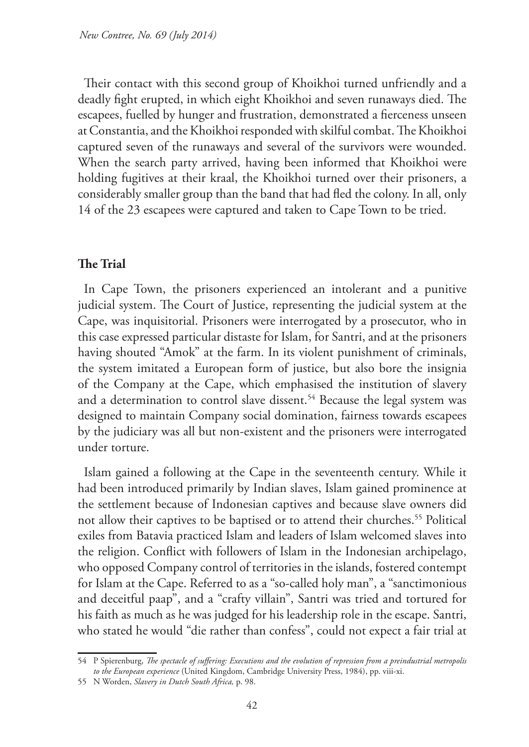Their contact with this second group of Khoikhoi turned unfriendly and a deadly fight erupted, in which eight Khoikhoi and seven runaways died. The escapees, fuelled by hunger and frustration, demonstrated a fierceness unseen at Constantia, and the Khoikhoi responded with skilful combat. The Khoikhoi captured seven of the runaways and several of the survivors were wounded. When the search party arrived, having been informed that Khoikhoi were holding fugitives at their kraal, the Khoikhoi turned over their prisoners, a considerably smaller group than the band that had fled the colony. In all, only 14 of the 23 escapees were captured and taken to Cape Town to be tried.

## The Trial

In Cape Town, the prisoners experienced an intolerant and a punitive judicial system. The Court of Justice, representing the judicial system at the Cape, was inquisitorial. Prisoners were interrogated by a prosecutor, who in this case expressed particular distaste for Islam, for Santri, and at the prisoners having shouted "Amok" at the farm. In its violent punishment of criminals, the system imitated a European form of justice, but also bore the insignia of the Company at the Cape, which emphasised the institution of slavery and a determination to control slave dissent.[54] Because the legal system was designed to maintain Company social domination, fairness towards escapees by the judiciary was all but non-existent and the prisoners were interrogated under torture.

Islam gained a following at the Cape in the seventeenth century. While it had been introduced primarily by Indian slaves, Islam gained prominence at the settlement because of Indonesian captives and because slave owners did not allow their captives to be baptised or to attend their churches.[55] Political exiles from Batavia practiced Islam and leaders of Islam welcomed slaves into the religion. Conflict with followers of Islam in the Indonesian archipelago, who opposed Company control of territories in the islands, fostered contempt for Islam at the Cape. Referred to as a "so-called holy man", a "sanctimonious and deceitful paap", and a "crafty villain", Santri was tried and tortured for his faith as much as he was judged for his leadership role in the escape. Santri, who stated he would "die rather than confess", could not expect a fair trial at

---

54 P Spierenburg, *The spectacle of suffering: Executions and the evolution of repression from a preindustrial metropolis to the European experience* (United Kingdom, Cambridge University Press, 1984), pp. viii-xi.

55 N Worden, *Slavery in Dutch South Africa,* p. 98.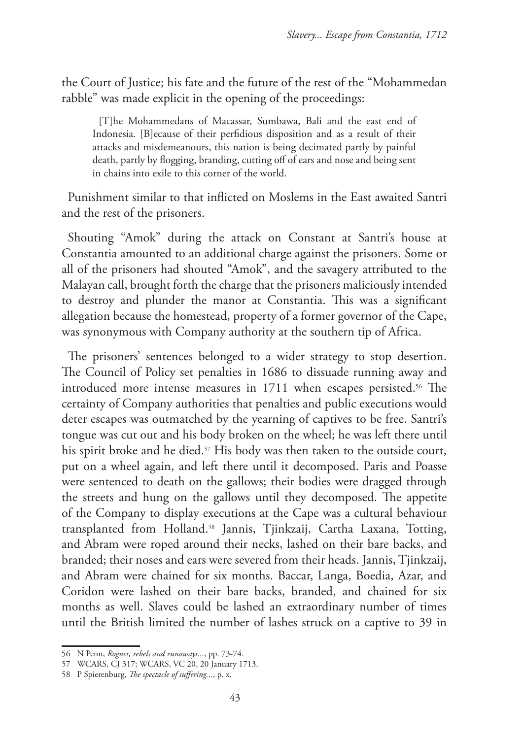the Court of Justice; his fate and the future of the rest of the "Mohammedan rabble" was made explicit in the opening of the proceedings:

> [T]he Mohammedans of Macassar, Sumbawa, Bali and the east end of Indonesia. [B]ecause of their perfidious disposition and as a result of their attacks and misdemeanours, this nation is being decimated partly by painful death, partly by flogging, branding, cutting off of ears and nose and being sent in chains into exile to this corner of the world.

Punishment similar to that inflicted on Moslems in the East awaited Santri and the rest of the prisoners.

Shouting "Amok" during the attack on Constant at Santri's house at Constantia amounted to an additional charge against the prisoners. Some or all of the prisoners had shouted "Amok", and the savagery attributed to the Malayan call, brought forth the charge that the prisoners maliciously intended to destroy and plunder the manor at Constantia. This was a significant allegation because the homestead, property of a former governor of the Cape, was synonymous with Company authority at the southern tip of Africa.

The prisoners' sentences belonged to a wider strategy to stop desertion. The Council of Policy set penalties in 1686 to dissuade running away and introduced more intense measures in 1711 when escapes persisted.[56] The certainty of Company authorities that penalties and public executions would deter escapes was outmatched by the yearning of captives to be free. Santri's tongue was cut out and his body broken on the wheel; he was left there until his spirit broke and he died.[57] His body was then taken to the outside court, put on a wheel again, and left there until it decomposed. Paris and Poasse were sentenced to death on the gallows; their bodies were dragged through the streets and hung on the gallows until they decomposed. The appetite of the Company to display executions at the Cape was a cultural behaviour transplanted from Holland.[58] Jannis, Tjinkzaij, Cartha Laxana, Totting, and Abram were roped around their necks, lashed on their bare backs, and branded; their noses and ears were severed from their heads. Jannis, Tjinkzaij, and Abram were chained for six months. Baccar, Langa, Boedia, Azar, and Coridon were lashed on their bare backs, branded, and chained for six months as well. Slaves could be lashed an extraordinary number of times until the British limited the number of lashes struck on a captive to 39 in

---

56 N Penn, *Rogues, rebels and runaways...*, pp. 73-74.

57 WCARS, CJ 317; WCARS, VC 20, 20 January 1713.

58 P Spierenburg, *The spectacle of suffering...*, p. x.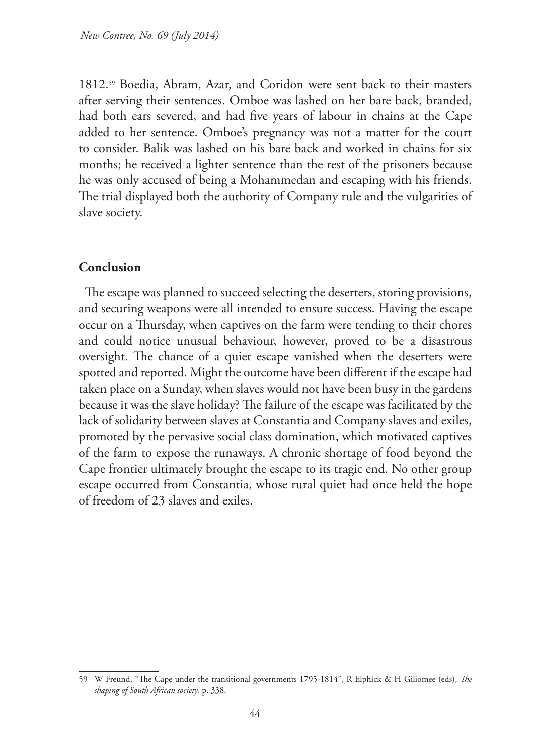1812.[59] Boedia, Abram, Azar, and Coridon were sent back to their masters after serving their sentences. Omboe was lashed on her bare back, branded, had both ears severed, and had five years of labour in chains at the Cape added to her sentence. Omboe's pregnancy was not a matter for the court to consider. Balik was lashed on his bare back and worked in chains for six months; he received a lighter sentence than the rest of the prisoners because he was only accused of being a Mohammedan and escaping with his friends. The trial displayed both the authority of Company rule and the vulgarities of slave society.

## Conclusion

The escape was planned to succeed selecting the deserters, storing provisions, and securing weapons were all intended to ensure success. Having the escape occur on a Thursday, when captives on the farm were tending to their chores and could notice unusual behaviour, however, proved to be a disastrous oversight. The chance of a quiet escape vanished when the deserters were spotted and reported. Might the outcome have been different if the escape had taken place on a Sunday, when slaves would not have been busy in the gardens because it was the slave holiday? The failure of the escape was facilitated by the lack of solidarity between slaves at Constantia and Company slaves and exiles, promoted by the pervasive social class domination, which motivated captives of the farm to expose the runaways. A chronic shortage of food beyond the Cape frontier ultimately brought the escape to its tragic end. No other group escape occurred from Constantia, whose rural quiet had once held the hope of freedom of 23 slaves and exiles.

---

59 W Freund, "The Cape under the transitional governments 1795-1814", R Elphick & H Giliomee (eds), *The shaping of South African society*, p. 338.